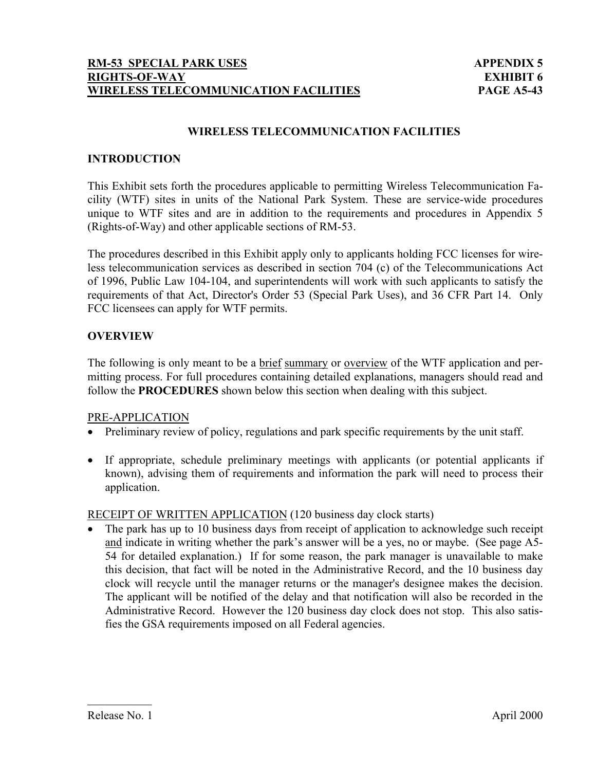# WIRELESS TELECOMMUNICATION FACILITIES

## INTRODUCTION

This Exhibit sets forth the procedures applicable to permitting Wireless Telecommunication Facility (WTF) sites in units of the National Park System. These are service-wide procedures unique to WTF sites and are in addition to the requirements and procedures in Appendix 5 (Rights-of-Way) and other applicable sections of RM-53.

The procedures described in this Exhibit apply only to applicants holding FCC licenses for wireless telecommunication services as described in section 704 (c) of the Telecommunications Act of 1996, Public Law 104-104, and superintendents will work with such applicants to satisfy the requirements of that Act, Director's Order 53 (Special Park Uses), and 36 CFR Part 14. Only FCC licensees can apply for WTF permits.

## OVERVIEW

The following is only meant to be a brief summary or overview of the WTF application and permitting process. For full procedures containing detailed explanations, managers should read and follow the **PROCEDURES** shown below this section when dealing with this subject.

PRE-APPLICATION

- Preliminary review of policy, regulations and park specific requirements by the unit staff.
- If appropriate, schedule preliminary meetings with applicants (or potential applicants if known), advising them of requirements and information the park will need to process their application.

RECEIPT OF WRITTEN APPLICATION (120 business day clock starts)

- The park has up to 10 business days from receipt of application to acknowledge such receipt and indicate in writing whether the park's answer will be a yes, no or maybe. (See page A5-54 for detailed explanation.) If for some reason, the park manager is unavailable to make this decision, that fact will be noted in the Administrative Record, and the 10 business day clock will recycle until the manager returns or the manager's designee makes the decision. The applicant will be notified of the delay and that notification will also be recorded in the Administrative Record. However the 120 business day clock does not stop. This also satisfies the GSA requirements imposed on all Federal agencies.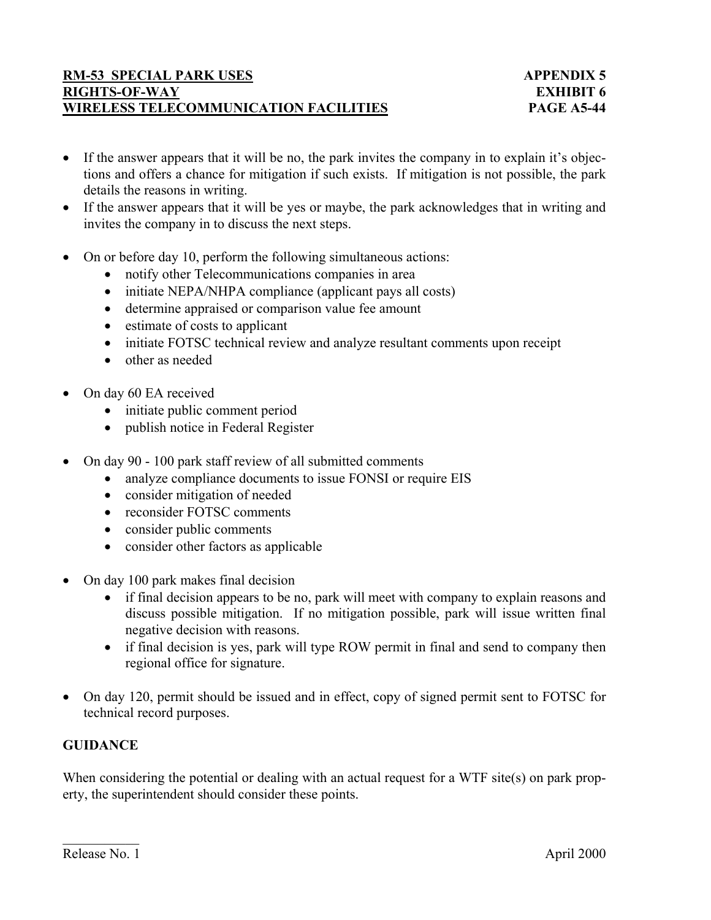- If the answer appears that it will be no, the park invites the company in to explain it's objections and offers a chance for mitigation if such exists. If mitigation is not possible, the park details the reasons in writing.
- If the answer appears that it will be yes or maybe, the park acknowledges that in writing and invites the company in to discuss the next steps.

- On or before day 10, perform the following simultaneous actions:
  - notify other Telecommunications companies in area
  - initiate NEPA/NHPA compliance (applicant pays all costs)
  - determine appraised or comparison value fee amount
  - estimate of costs to applicant
  - initiate FOTSC technical review and analyze resultant comments upon receipt
  - other as needed

- On day 60 EA received
  - initiate public comment period
  - publish notice in Federal Register

- On day 90 - 100 park staff review of all submitted comments
  - analyze compliance documents to issue FONSI or require EIS
  - consider mitigation of needed
  - reconsider FOTSC comments
  - consider public comments
  - consider other factors as applicable

- On day 100 park makes final decision
  - if final decision appears to be no, park will meet with company to explain reasons and discuss possible mitigation. If no mitigation possible, park will issue written final negative decision with reasons.
  - if final decision is yes, park will type ROW permit in final and send to company then regional office for signature.

- On day 120, permit should be issued and in effect, copy of signed permit sent to FOTSC for technical record purposes.

**GUIDANCE**

When considering the potential or dealing with an actual request for a WTF site(s) on park property, the superintendent should consider these points.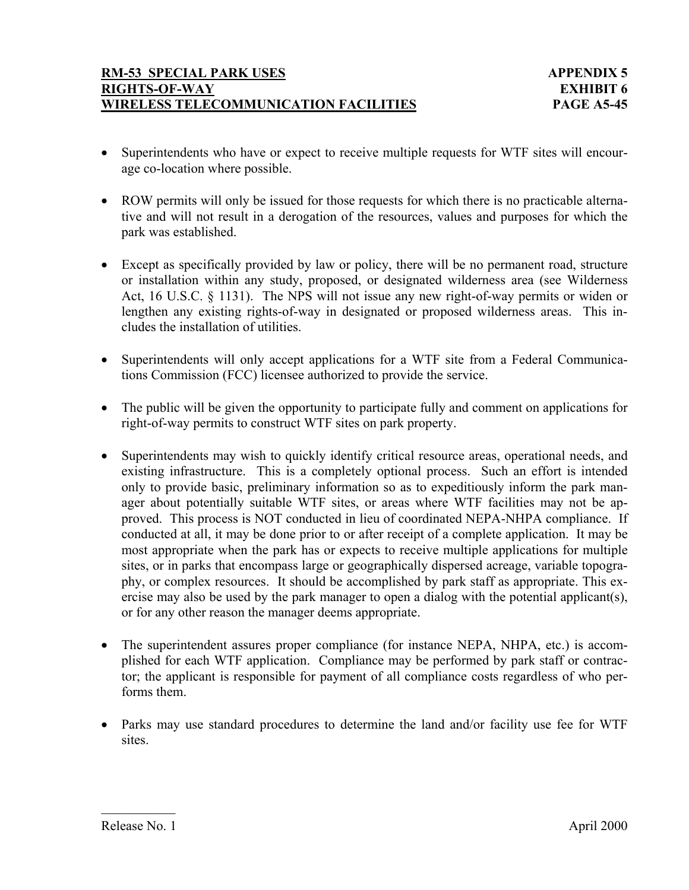- Superintendents who have or expect to receive multiple requests for WTF sites will encourage co-location where possible.

- ROW permits will only be issued for those requests for which there is no practicable alternative and will not result in a derogation of the resources, values and purposes for which the park was established.

- Except as specifically provided by law or policy, there will be no permanent road, structure or installation within any study, proposed, or designated wilderness area (see Wilderness Act, 16 U.S.C. § 1131). The NPS will not issue any new right-of-way permits or widen or lengthen any existing rights-of-way in designated or proposed wilderness areas. This includes the installation of utilities.

- Superintendents will only accept applications for a WTF site from a Federal Communications Commission (FCC) licensee authorized to provide the service.

- The public will be given the opportunity to participate fully and comment on applications for right-of-way permits to construct WTF sites on park property.

- Superintendents may wish to quickly identify critical resource areas, operational needs, and existing infrastructure. This is a completely optional process. Such an effort is intended only to provide basic, preliminary information so as to expeditiously inform the park manager about potentially suitable WTF sites, or areas where WTF facilities may not be approved. This process is NOT conducted in lieu of coordinated NEPA-NHPA compliance. If conducted at all, it may be done prior to or after receipt of a complete application. It may be most appropriate when the park has or expects to receive multiple applications for multiple sites, or in parks that encompass large or geographically dispersed acreage, variable topography, or complex resources. It should be accomplished by park staff as appropriate. This exercise may also be used by the park manager to open a dialog with the potential applicant(s), or for any other reason the manager deems appropriate.

- The superintendent assures proper compliance (for instance NEPA, NHPA, etc.) is accomplished for each WTF application. Compliance may be performed by park staff or contractor; the applicant is responsible for payment of all compliance costs regardless of who performs them.

- Parks may use standard procedures to determine the land and/or facility use fee for WTF sites.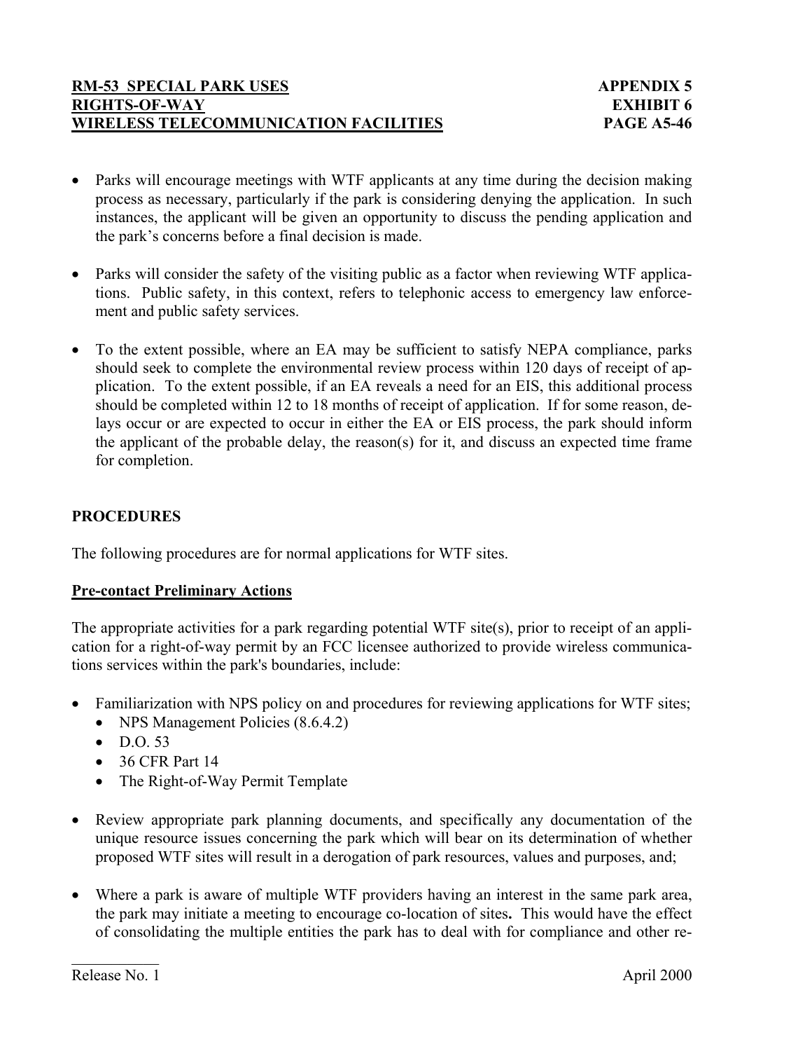- Parks will encourage meetings with WTF applicants at any time during the decision making process as necessary, particularly if the park is considering denying the application. In such instances, the applicant will be given an opportunity to discuss the pending application and the park's concerns before a final decision is made.

- Parks will consider the safety of the visiting public as a factor when reviewing WTF applications. Public safety, in this context, refers to telephonic access to emergency law enforcement and public safety services.

- To the extent possible, where an EA may be sufficient to satisfy NEPA compliance, parks should seek to complete the environmental review process within 120 days of receipt of application. To the extent possible, if an EA reveals a need for an EIS, this additional process should be completed within 12 to 18 months of receipt of application. If for some reason, delays occur or are expected to occur in either the EA or EIS process, the park should inform the applicant of the probable delay, the reason(s) for it, and discuss an expected time frame for completion.

## PROCEDURES

The following procedures are for normal applications for WTF sites.

### Pre-contact Preliminary Actions

The appropriate activities for a park regarding potential WTF site(s), prior to receipt of an application for a right-of-way permit by an FCC licensee authorized to provide wireless communications services within the park's boundaries, include:

- Familiarization with NPS policy on and procedures for reviewing applications for WTF sites;
  - NPS Management Policies (8.6.4.2)
  - D.O. 53
  - 36 CFR Part 14
  - The Right-of-Way Permit Template

- Review appropriate park planning documents, and specifically any documentation of the unique resource issues concerning the park which will bear on its determination of whether proposed WTF sites will result in a derogation of park resources, values and purposes, and;

- Where a park is aware of multiple WTF providers having an interest in the same park area, the park may initiate a meeting to encourage co-location of sites**.** This would have the effect of consolidating the multiple entities the park has to deal with for compliance and other re-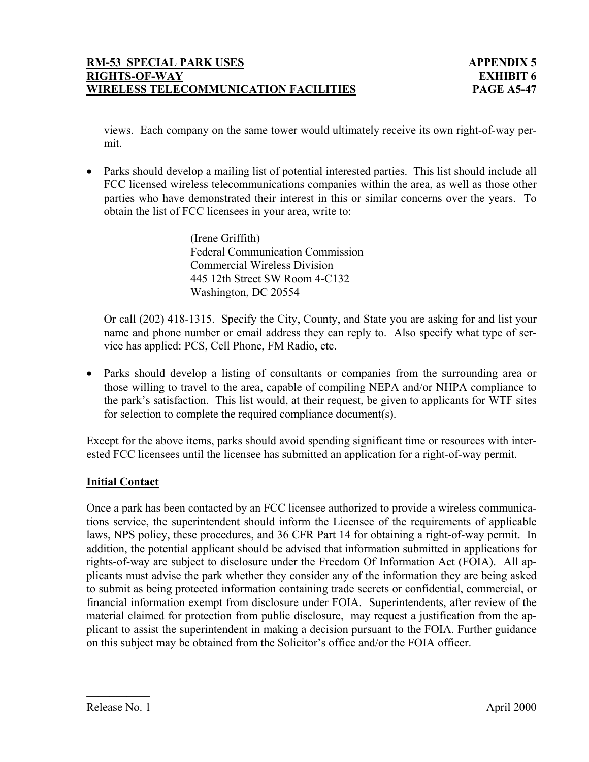views. Each company on the same tower would ultimately receive its own right-of-way permit.

- Parks should develop a mailing list of potential interested parties. This list should include all FCC licensed wireless telecommunications companies within the area, as well as those other parties who have demonstrated their interest in this or similar concerns over the years. To obtain the list of FCC licensees in your area, write to:

  (Irene Griffith)
  Federal Communication Commission
  Commercial Wireless Division
  445 12th Street SW Room 4-C132
  Washington, DC 20554

  Or call (202) 418-1315. Specify the City, County, and State you are asking for and list your name and phone number or email address they can reply to. Also specify what type of service has applied: PCS, Cell Phone, FM Radio, etc.

- Parks should develop a listing of consultants or companies from the surrounding area or those willing to travel to the area, capable of compiling NEPA and/or NHPA compliance to the park's satisfaction. This list would, at their request, be given to applicants for WTF sites for selection to complete the required compliance document(s).

Except for the above items, parks should avoid spending significant time or resources with interested FCC licensees until the licensee has submitted an application for a right-of-way permit.

**Initial Contact**

Once a park has been contacted by an FCC licensee authorized to provide a wireless communications service, the superintendent should inform the Licensee of the requirements of applicable laws, NPS policy, these procedures, and 36 CFR Part 14 for obtaining a right-of-way permit. In addition, the potential applicant should be advised that information submitted in applications for rights-of-way are subject to disclosure under the Freedom Of Information Act (FOIA). All applicants must advise the park whether they consider any of the information they are being asked to submit as being protected information containing trade secrets or confidential, commercial, or financial information exempt from disclosure under FOIA. Superintendents, after review of the material claimed for protection from public disclosure, may request a justification from the applicant to assist the superintendent in making a decision pursuant to the FOIA. Further guidance on this subject may be obtained from the Solicitor's office and/or the FOIA officer.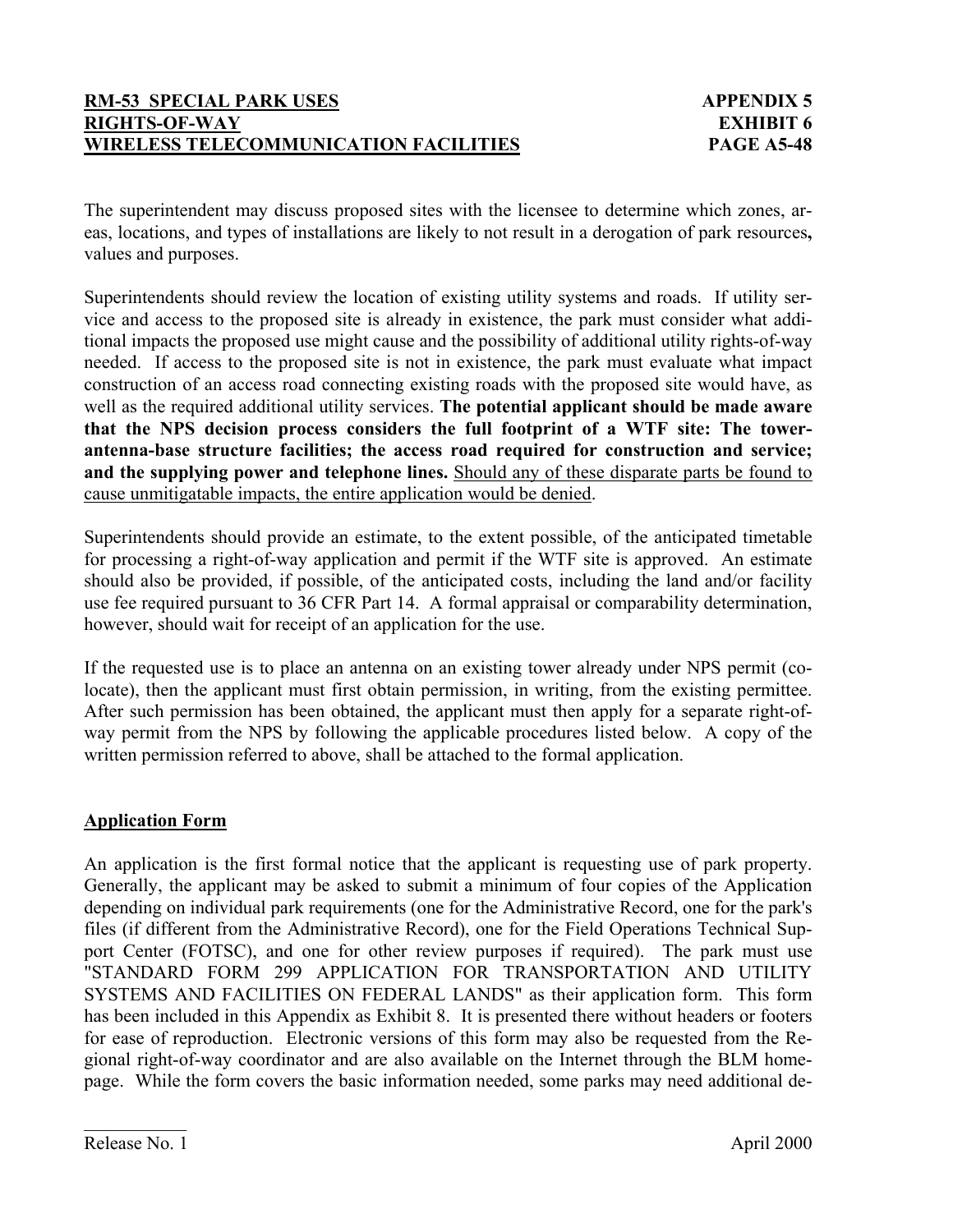The superintendent may discuss proposed sites with the licensee to determine which zones, areas, locations, and types of installations are likely to not result in a derogation of park resources**,** values and purposes.

Superintendents should review the location of existing utility systems and roads. If utility service and access to the proposed site is already in existence, the park must consider what additional impacts the proposed use might cause and the possibility of additional utility rights-of-way needed. If access to the proposed site is not in existence, the park must evaluate what impact construction of an access road connecting existing roads with the proposed site would have, as well as the required additional utility services. **The potential applicant should be made aware that the NPS decision process considers the full footprint of a WTF site: The tower-antenna-base structure facilities; the access road required for construction and service; and the supplying power and telephone lines.** <u>Should any of these disparate parts be found to cause unmitigatable impacts, the entire application would be denied</u>.

Superintendents should provide an estimate, to the extent possible, of the anticipated timetable for processing a right-of-way application and permit if the WTF site is approved. An estimate should also be provided, if possible, of the anticipated costs, including the land and/or facility use fee required pursuant to 36 CFR Part 14. A formal appraisal or comparability determination, however, should wait for receipt of an application for the use.

If the requested use is to place an antenna on an existing tower already under NPS permit (co-locate), then the applicant must first obtain permission, in writing, from the existing permittee. After such permission has been obtained, the applicant must then apply for a separate right-of-way permit from the NPS by following the applicable procedures listed below. A copy of the written permission referred to above, shall be attached to the formal application.

## <u>Application Form</u>

An application is the first formal notice that the applicant is requesting use of park property. Generally, the applicant may be asked to submit a minimum of four copies of the Application depending on individual park requirements (one for the Administrative Record, one for the park's files (if different from the Administrative Record), one for the Field Operations Technical Support Center (FOTSC), and one for other review purposes if required). The park must use "STANDARD FORM 299 APPLICATION FOR TRANSPORTATION AND UTILITY SYSTEMS AND FACILITIES ON FEDERAL LANDS" as their application form. This form has been included in this Appendix as Exhibit 8. It is presented there without headers or footers for ease of reproduction. Electronic versions of this form may also be requested from the Regional right-of-way coordinator and are also available on the Internet through the BLM homepage. While the form covers the basic information needed, some parks may need additional de-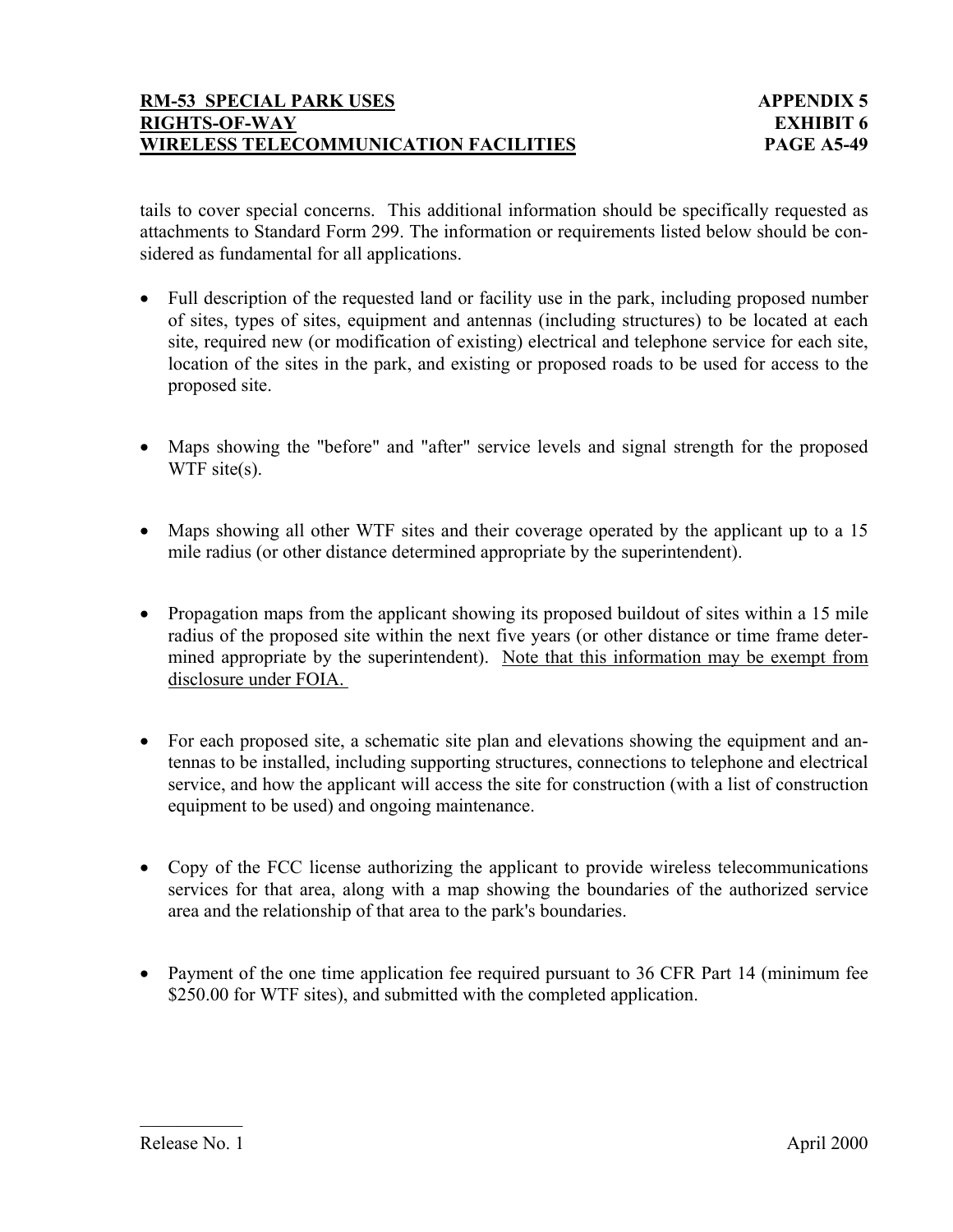tails to cover special concerns. This additional information should be specifically requested as attachments to Standard Form 299. The information or requirements listed below should be considered as fundamental for all applications.

- Full description of the requested land or facility use in the park, including proposed number of sites, types of sites, equipment and antennas (including structures) to be located at each site, required new (or modification of existing) electrical and telephone service for each site, location of the sites in the park, and existing or proposed roads to be used for access to the proposed site.

- Maps showing the "before" and "after" service levels and signal strength for the proposed WTF site(s).

- Maps showing all other WTF sites and their coverage operated by the applicant up to a 15 mile radius (or other distance determined appropriate by the superintendent).

- Propagation maps from the applicant showing its proposed buildout of sites within a 15 mile radius of the proposed site within the next five years (or other distance or time frame determined appropriate by the superintendent). <u>Note that this information may be exempt from disclosure under FOIA.</u>

- For each proposed site, a schematic site plan and elevations showing the equipment and antennas to be installed, including supporting structures, connections to telephone and electrical service, and how the applicant will access the site for construction (with a list of construction equipment to be used) and ongoing maintenance.

- Copy of the FCC license authorizing the applicant to provide wireless telecommunications services for that area, along with a map showing the boundaries of the authorized service area and the relationship of that area to the park's boundaries.

- Payment of the one time application fee required pursuant to 36 CFR Part 14 (minimum fee $250.00 for WTF sites), and submitted with the completed application.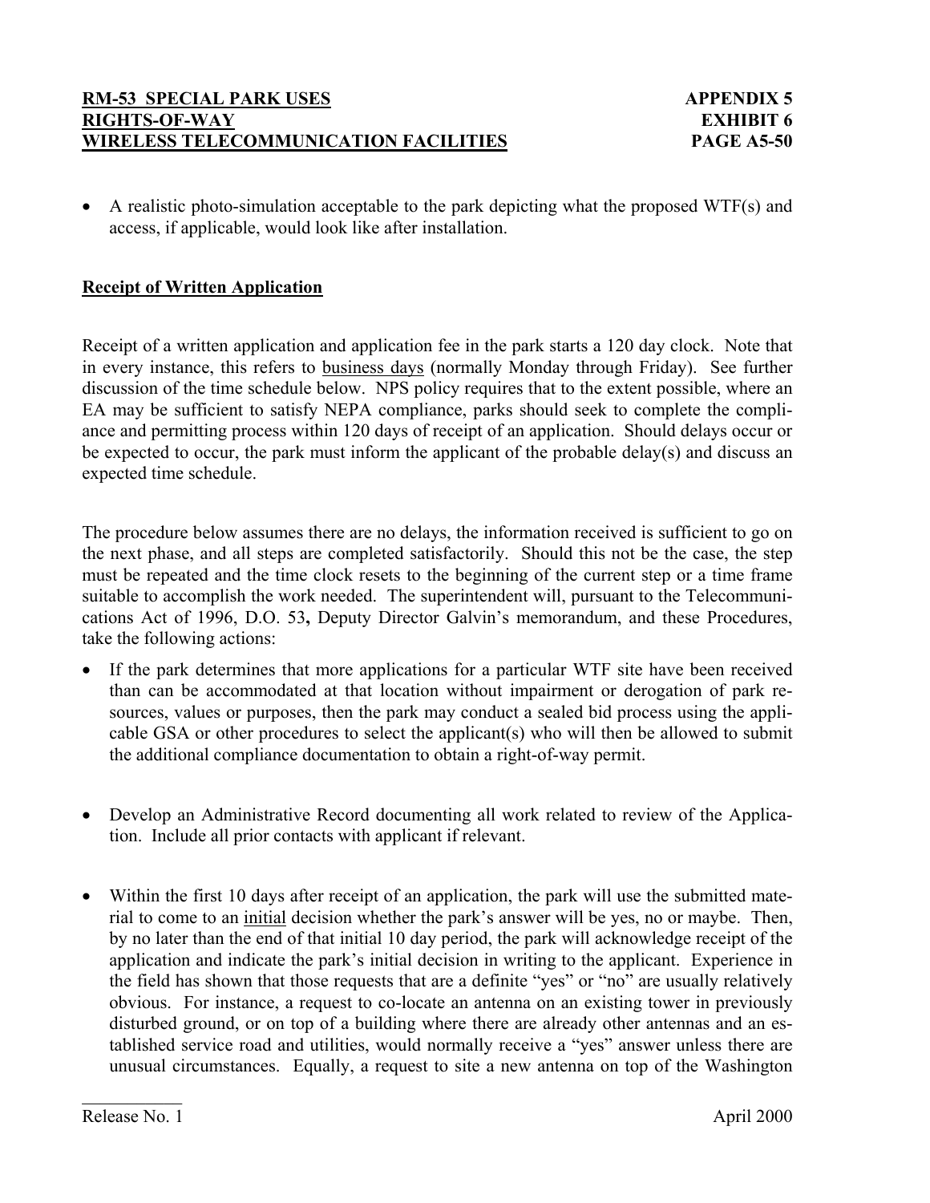- A realistic photo-simulation acceptable to the park depicting what the proposed WTF(s) and access, if applicable, would look like after installation.

## Receipt of Written Application

Receipt of a written application and application fee in the park starts a 120 day clock. Note that in every instance, this refers to business days (normally Monday through Friday). See further discussion of the time schedule below. NPS policy requires that to the extent possible, where an EA may be sufficient to satisfy NEPA compliance, parks should seek to complete the compliance and permitting process within 120 days of receipt of an application. Should delays occur or be expected to occur, the park must inform the applicant of the probable delay(s) and discuss an expected time schedule.

The procedure below assumes there are no delays, the information received is sufficient to go on the next phase, and all steps are completed satisfactorily. Should this not be the case, the step must be repeated and the time clock resets to the beginning of the current step or a time frame suitable to accomplish the work needed. The superintendent will, pursuant to the Telecommunications Act of 1996, D.O. 53**,** Deputy Director Galvin's memorandum, and these Procedures, take the following actions:

- If the park determines that more applications for a particular WTF site have been received than can be accommodated at that location without impairment or derogation of park resources, values or purposes, then the park may conduct a sealed bid process using the applicable GSA or other procedures to select the applicant(s) who will then be allowed to submit the additional compliance documentation to obtain a right-of-way permit.

- Develop an Administrative Record documenting all work related to review of the Application. Include all prior contacts with applicant if relevant.

- Within the first 10 days after receipt of an application, the park will use the submitted material to come to an initial decision whether the park's answer will be yes, no or maybe. Then, by no later than the end of that initial 10 day period, the park will acknowledge receipt of the application and indicate the park's initial decision in writing to the applicant. Experience in the field has shown that those requests that are a definite "yes" or "no" are usually relatively obvious. For instance, a request to co-locate an antenna on an existing tower in previously disturbed ground, or on top of a building where there are already other antennas and an established service road and utilities, would normally receive a "yes" answer unless there are unusual circumstances. Equally, a request to site a new antenna on top of the Washington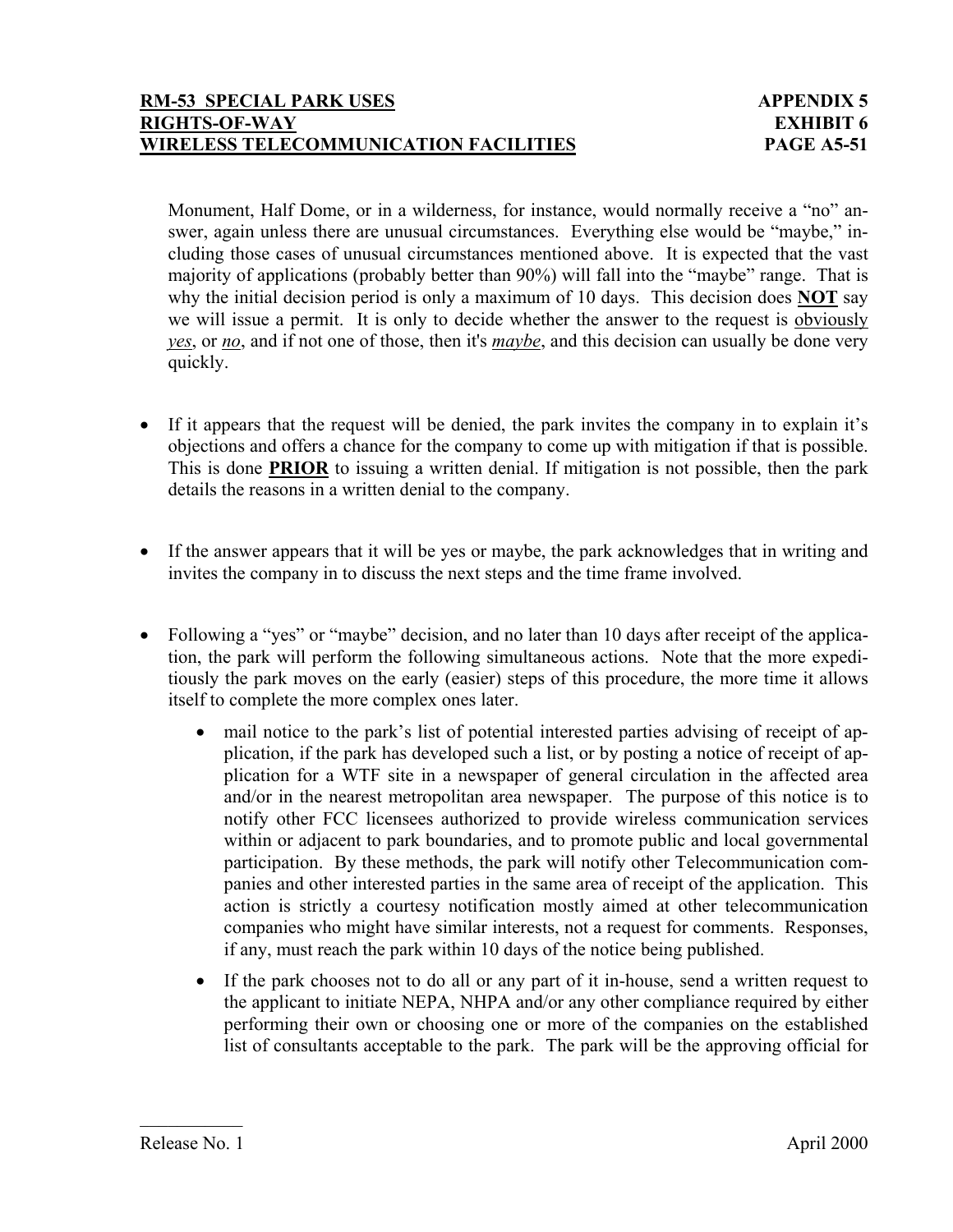Monument, Half Dome, or in a wilderness, for instance, would normally receive a "no" answer, again unless there are unusual circumstances. Everything else would be "maybe," including those cases of unusual circumstances mentioned above. It is expected that the vast majority of applications (probably better than 90%) will fall into the "maybe" range. That is why the initial decision period is only a maximum of 10 days. This decision does **NOT** say we will issue a permit. It is only to decide whether the answer to the request is obviously ***yes***, or ***no***, and if not one of those, then it's ***maybe***, and this decision can usually be done very quickly.

- If it appears that the request will be denied, the park invites the company in to explain it's objections and offers a chance for the company to come up with mitigation if that is possible. This is done **PRIOR** to issuing a written denial. If mitigation is not possible, then the park details the reasons in a written denial to the company.

- If the answer appears that it will be yes or maybe, the park acknowledges that in writing and invites the company in to discuss the next steps and the time frame involved.

- Following a "yes" or "maybe" decision, and no later than 10 days after receipt of the application, the park will perform the following simultaneous actions. Note that the more expeditiously the park moves on the early (easier) steps of this procedure, the more time it allows itself to complete the more complex ones later.
  - mail notice to the park's list of potential interested parties advising of receipt of application, if the park has developed such a list, or by posting a notice of receipt of application for a WTF site in a newspaper of general circulation in the affected area and/or in the nearest metropolitan area newspaper. The purpose of this notice is to notify other FCC licensees authorized to provide wireless communication services within or adjacent to park boundaries, and to promote public and local governmental participation. By these methods, the park will notify other Telecommunication companies and other interested parties in the same area of receipt of the application. This action is strictly a courtesy notification mostly aimed at other telecommunication companies who might have similar interests, not a request for comments. Responses, if any, must reach the park within 10 days of the notice being published.
  - If the park chooses not to do all or any part of it in-house, send a written request to the applicant to initiate NEPA, NHPA and/or any other compliance required by either performing their own or choosing one or more of the companies on the established list of consultants acceptable to the park. The park will be the approving official for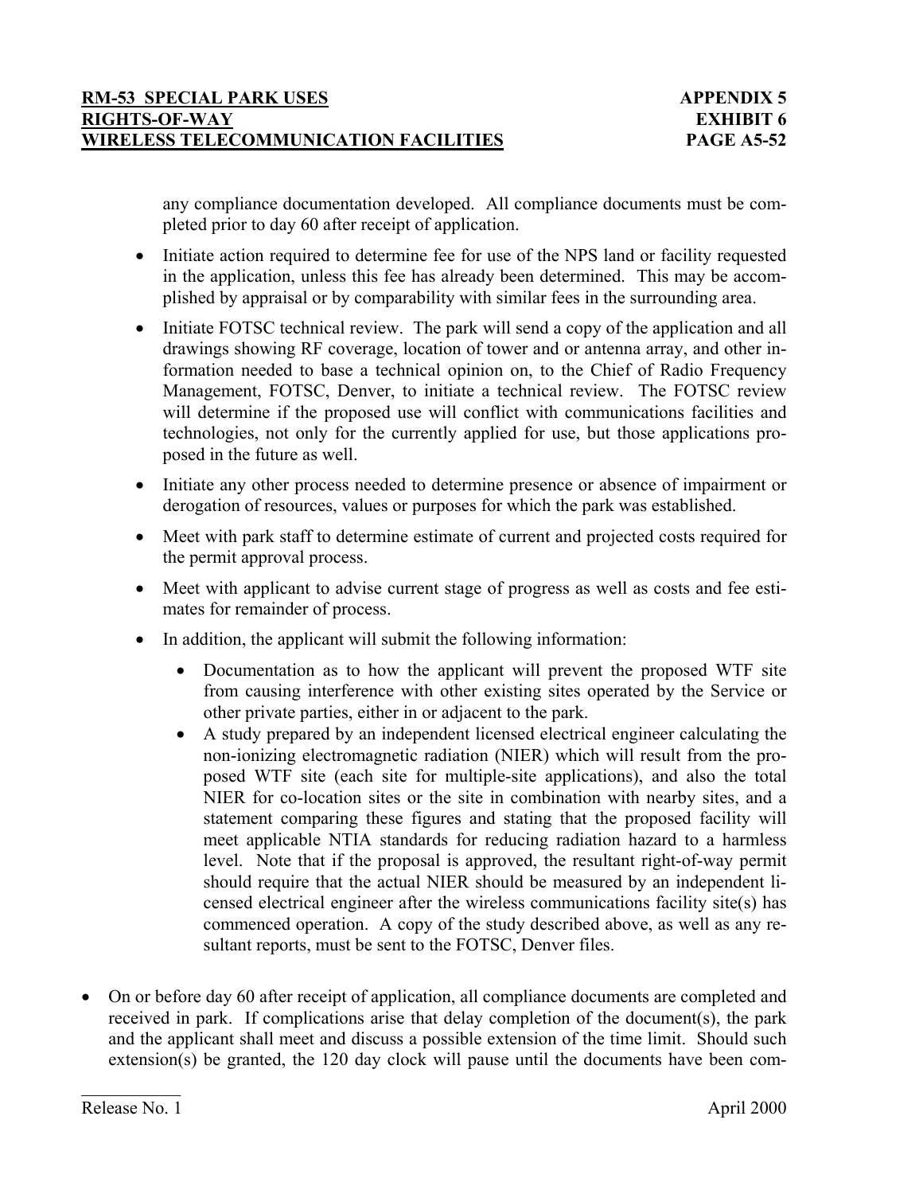any compliance documentation developed. All compliance documents must be completed prior to day 60 after receipt of application.

- Initiate action required to determine fee for use of the NPS land or facility requested in the application, unless this fee has already been determined. This may be accomplished by appraisal or by comparability with similar fees in the surrounding area.
- Initiate FOTSC technical review. The park will send a copy of the application and all drawings showing RF coverage, location of tower and or antenna array, and other information needed to base a technical opinion on, to the Chief of Radio Frequency Management, FOTSC, Denver, to initiate a technical review. The FOTSC review will determine if the proposed use will conflict with communications facilities and technologies, not only for the currently applied for use, but those applications proposed in the future as well.
- Initiate any other process needed to determine presence or absence of impairment or derogation of resources, values or purposes for which the park was established.
- Meet with park staff to determine estimate of current and projected costs required for the permit approval process.
- Meet with applicant to advise current stage of progress as well as costs and fee estimates for remainder of process.
- In addition, the applicant will submit the following information:
  - Documentation as to how the applicant will prevent the proposed WTF site from causing interference with other existing sites operated by the Service or other private parties, either in or adjacent to the park.
  - A study prepared by an independent licensed electrical engineer calculating the non-ionizing electromagnetic radiation (NIER) which will result from the proposed WTF site (each site for multiple-site applications), and also the total NIER for co-location sites or the site in combination with nearby sites, and a statement comparing these figures and stating that the proposed facility will meet applicable NTIA standards for reducing radiation hazard to a harmless level. Note that if the proposal is approved, the resultant right-of-way permit should require that the actual NIER should be measured by an independent licensed electrical engineer after the wireless communications facility site(s) has commenced operation. A copy of the study described above, as well as any resultant reports, must be sent to the FOTSC, Denver files.

- On or before day 60 after receipt of application, all compliance documents are completed and received in park. If complications arise that delay completion of the document(s), the park and the applicant shall meet and discuss a possible extension of the time limit. Should such extension(s) be granted, the 120 day clock will pause until the documents have been com-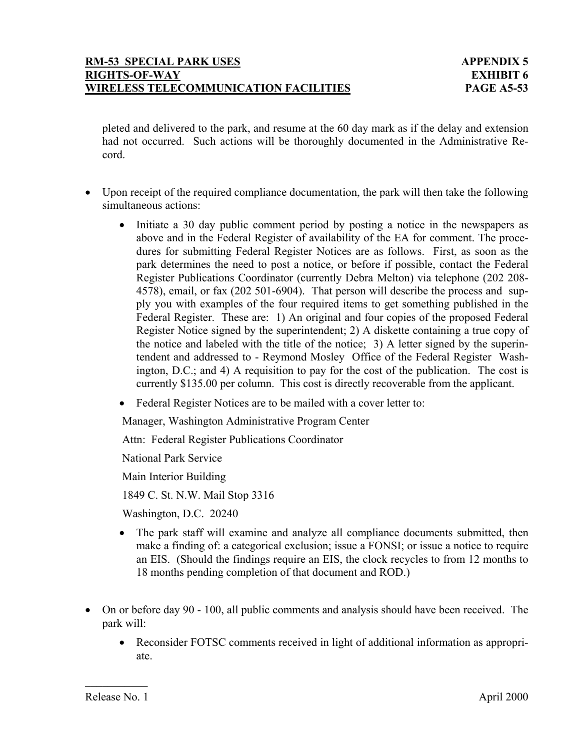pleted and delivered to the park, and resume at the 60 day mark as if the delay and extension had not occurred. Such actions will be thoroughly documented in the Administrative Record.

- Upon receipt of the required compliance documentation, the park will then take the following simultaneous actions:
  - Initiate a 30 day public comment period by posting a notice in the newspapers as above and in the Federal Register of availability of the EA for comment. The procedures for submitting Federal Register Notices are as follows. First, as soon as the park determines the need to post a notice, or before if possible, contact the Federal Register Publications Coordinator (currently Debra Melton) via telephone (202 208-4578), email, or fax (202 501-6904). That person will describe the process and supply you with examples of the four required items to get something published in the Federal Register. These are: 1) An original and four copies of the proposed Federal Register Notice signed by the superintendent; 2) A diskette containing a true copy of the notice and labeled with the title of the notice; 3) A letter signed by the superintendent and addressed to - Reymond Mosley Office of the Federal Register Washington, D.C.; and 4) A requisition to pay for the cost of the publication. The cost is currently $135.00 per column. This cost is directly recoverable from the applicant.
  - Federal Register Notices are to be mailed with a cover letter to:

    Manager, Washington Administrative Program Center

    Attn: Federal Register Publications Coordinator

    National Park Service

    Main Interior Building

    1849 C. St. N.W. Mail Stop 3316

    Washington, D.C. 20240

  - The park staff will examine and analyze all compliance documents submitted, then make a finding of: a categorical exclusion; issue a FONSI; or issue a notice to require an EIS. (Should the findings require an EIS, the clock recycles to from 12 months to 18 months pending completion of that document and ROD.)

- On or before day 90 - 100, all public comments and analysis should have been received. The park will:
  - Reconsider FOTSC comments received in light of additional information as appropriate.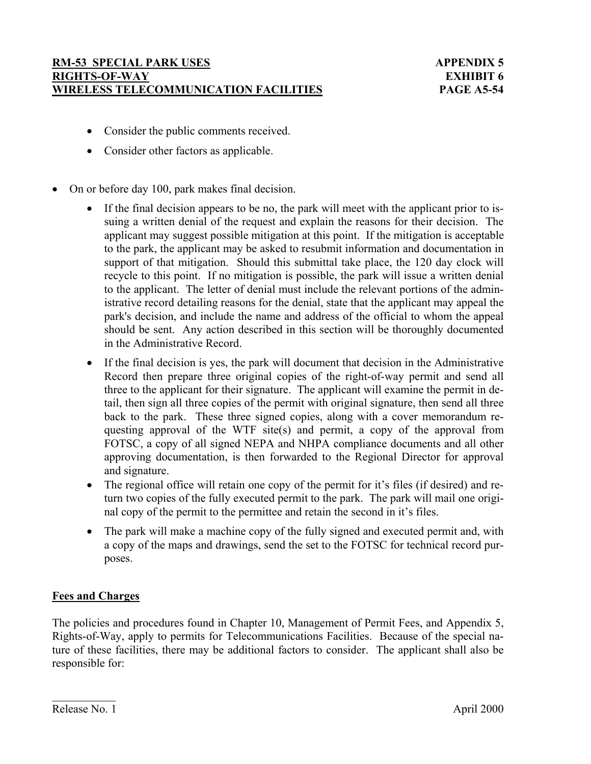- Consider the public comments received.
- Consider other factors as applicable.

- On or before day 100, park makes final decision.
  - If the final decision appears to be no, the park will meet with the applicant prior to issuing a written denial of the request and explain the reasons for their decision. The applicant may suggest possible mitigation at this point. If the mitigation is acceptable to the park, the applicant may be asked to resubmit information and documentation in support of that mitigation. Should this submittal take place, the 120 day clock will recycle to this point. If no mitigation is possible, the park will issue a written denial to the applicant. The letter of denial must include the relevant portions of the administrative record detailing reasons for the denial, state that the applicant may appeal the park's decision, and include the name and address of the official to whom the appeal should be sent. Any action described in this section will be thoroughly documented in the Administrative Record.
  - If the final decision is yes, the park will document that decision in the Administrative Record then prepare three original copies of the right-of-way permit and send all three to the applicant for their signature. The applicant will examine the permit in detail, then sign all three copies of the permit with original signature, then send all three back to the park. These three signed copies, along with a cover memorandum requesting approval of the WTF site(s) and permit, a copy of the approval from FOTSC, a copy of all signed NEPA and NHPA compliance documents and all other approving documentation, is then forwarded to the Regional Director for approval and signature.
  - The regional office will retain one copy of the permit for it's files (if desired) and return two copies of the fully executed permit to the park. The park will mail one original copy of the permit to the permittee and retain the second in it's files.
  - The park will make a machine copy of the fully signed and executed permit and, with a copy of the maps and drawings, send the set to the FOTSC for technical record purposes.

## Fees and Charges

The policies and procedures found in Chapter 10, Management of Permit Fees, and Appendix 5, Rights-of-Way, apply to permits for Telecommunications Facilities. Because of the special nature of these facilities, there may be additional factors to consider. The applicant shall also be responsible for: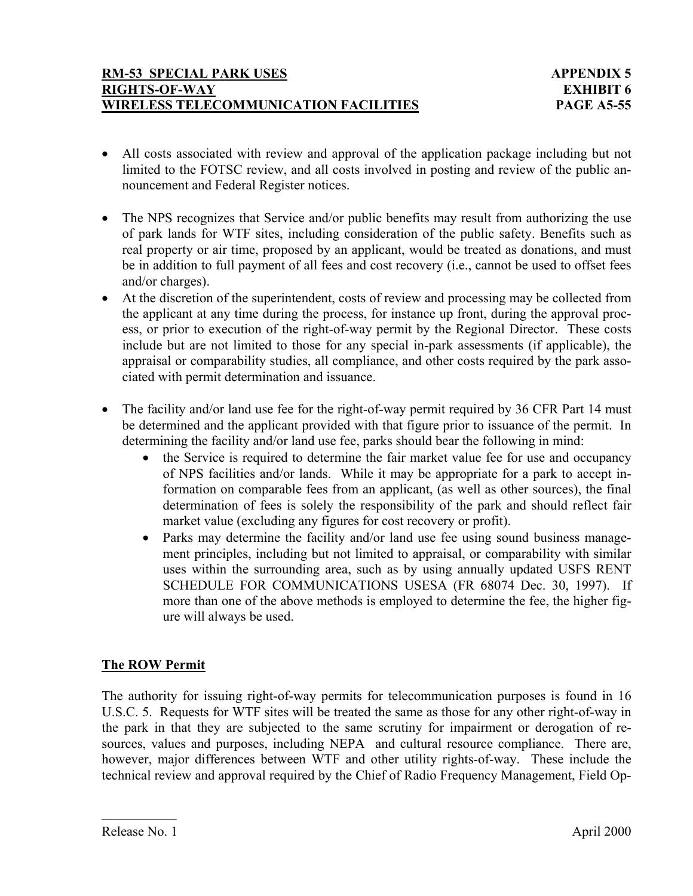- All costs associated with review and approval of the application package including but not limited to the FOTSC review, and all costs involved in posting and review of the public announcement and Federal Register notices.

- The NPS recognizes that Service and/or public benefits may result from authorizing the use of park lands for WTF sites, including consideration of the public safety. Benefits such as real property or air time, proposed by an applicant, would be treated as donations, and must be in addition to full payment of all fees and cost recovery (i.e., cannot be used to offset fees and/or charges).
- At the discretion of the superintendent, costs of review and processing may be collected from the applicant at any time during the process, for instance up front, during the approval process, or prior to execution of the right-of-way permit by the Regional Director. These costs include but are not limited to those for any special in-park assessments (if applicable), the appraisal or comparability studies, all compliance, and other costs required by the park associated with permit determination and issuance.

- The facility and/or land use fee for the right-of-way permit required by 36 CFR Part 14 must be determined and the applicant provided with that figure prior to issuance of the permit. In determining the facility and/or land use fee, parks should bear the following in mind:
  - the Service is required to determine the fair market value fee for use and occupancy of NPS facilities and/or lands. While it may be appropriate for a park to accept information on comparable fees from an applicant, (as well as other sources), the final determination of fees is solely the responsibility of the park and should reflect fair market value (excluding any figures for cost recovery or profit).
  - Parks may determine the facility and/or land use fee using sound business management principles, including but not limited to appraisal, or comparability with similar uses within the surrounding area, such as by using annually updated USFS RENT SCHEDULE FOR COMMUNICATIONS USESA (FR 68074 Dec. 30, 1997). If more than one of the above methods is employed to determine the fee, the higher figure will always be used.

## The ROW Permit

The authority for issuing right-of-way permits for telecommunication purposes is found in 16 U.S.C. 5. Requests for WTF sites will be treated the same as those for any other right-of-way in the park in that they are subjected to the same scrutiny for impairment or derogation of resources, values and purposes, including NEPA and cultural resource compliance. There are, however, major differences between WTF and other utility rights-of-way. These include the technical review and approval required by the Chief of Radio Frequency Management, Field Op-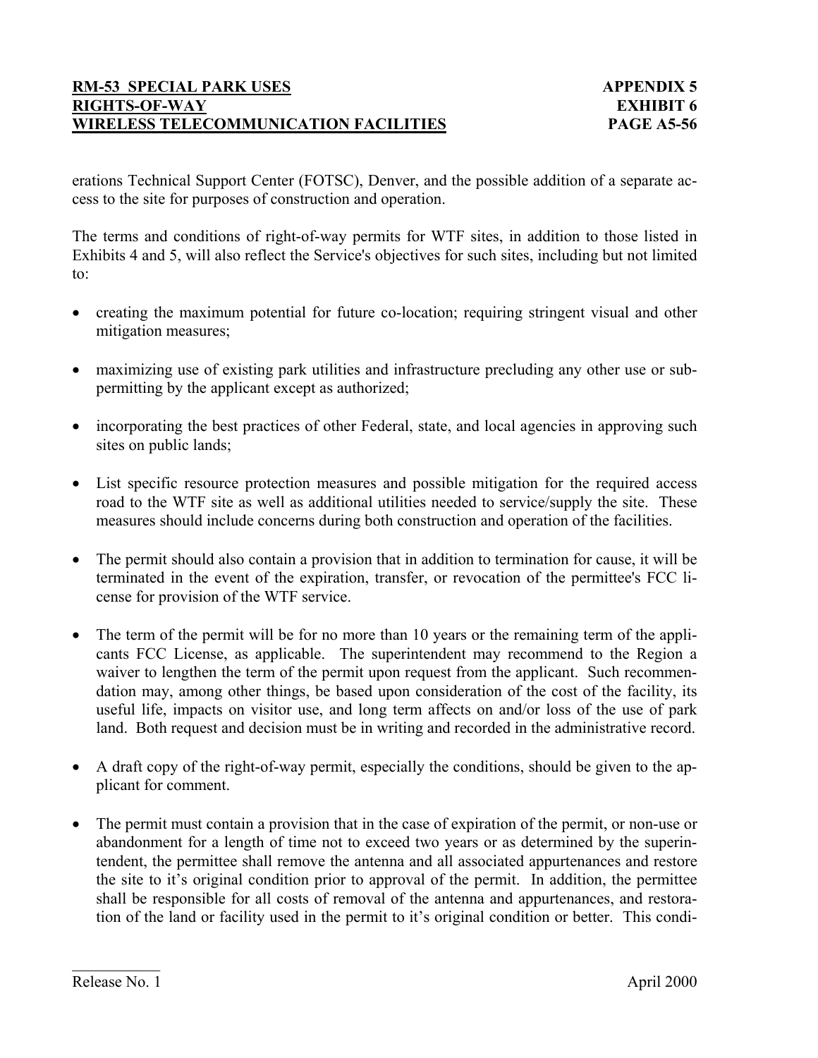erations Technical Support Center (FOTSC), Denver, and the possible addition of a separate access to the site for purposes of construction and operation.

The terms and conditions of right-of-way permits for WTF sites, in addition to those listed in Exhibits 4 and 5, will also reflect the Service's objectives for such sites, including but not limited to:

- creating the maximum potential for future co-location; requiring stringent visual and other mitigation measures;
- maximizing use of existing park utilities and infrastructure precluding any other use or sub-permitting by the applicant except as authorized;
- incorporating the best practices of other Federal, state, and local agencies in approving such sites on public lands;
- List specific resource protection measures and possible mitigation for the required access road to the WTF site as well as additional utilities needed to service/supply the site. These measures should include concerns during both construction and operation of the facilities.
- The permit should also contain a provision that in addition to termination for cause, it will be terminated in the event of the expiration, transfer, or revocation of the permittee's FCC license for provision of the WTF service.
- The term of the permit will be for no more than 10 years or the remaining term of the applicants FCC License, as applicable. The superintendent may recommend to the Region a waiver to lengthen the term of the permit upon request from the applicant. Such recommendation may, among other things, be based upon consideration of the cost of the facility, its useful life, impacts on visitor use, and long term affects on and/or loss of the use of park land. Both request and decision must be in writing and recorded in the administrative record.
- A draft copy of the right-of-way permit, especially the conditions, should be given to the applicant for comment.
- The permit must contain a provision that in the case of expiration of the permit, or non-use or abandonment for a length of time not to exceed two years or as determined by the superintendent, the permittee shall remove the antenna and all associated appurtenances and restore the site to it's original condition prior to approval of the permit. In addition, the permittee shall be responsible for all costs of removal of the antenna and appurtenances, and restoration of the land or facility used in the permit to it's original condition or better. This condi-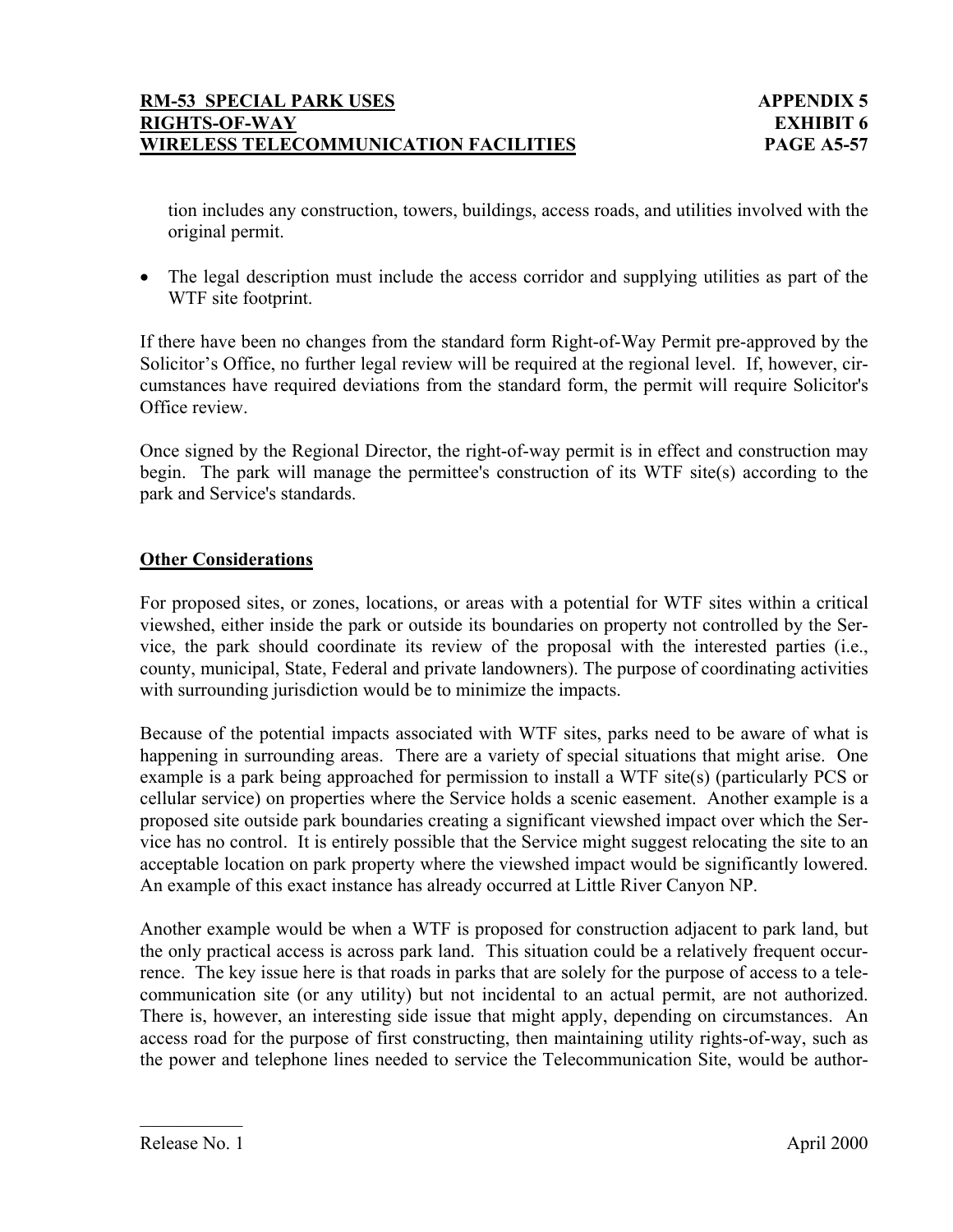tion includes any construction, towers, buildings, access roads, and utilities involved with the original permit.

- The legal description must include the access corridor and supplying utilities as part of the WTF site footprint.

If there have been no changes from the standard form Right-of-Way Permit pre-approved by the Solicitor's Office, no further legal review will be required at the regional level. If, however, circumstances have required deviations from the standard form, the permit will require Solicitor's Office review.

Once signed by the Regional Director, the right-of-way permit is in effect and construction may begin. The park will manage the permittee's construction of its WTF site(s) according to the park and Service's standards.

## Other Considerations

For proposed sites, or zones, locations, or areas with a potential for WTF sites within a critical viewshed, either inside the park or outside its boundaries on property not controlled by the Service, the park should coordinate its review of the proposal with the interested parties (i.e., county, municipal, State, Federal and private landowners). The purpose of coordinating activities with surrounding jurisdiction would be to minimize the impacts.

Because of the potential impacts associated with WTF sites, parks need to be aware of what is happening in surrounding areas. There are a variety of special situations that might arise. One example is a park being approached for permission to install a WTF site(s) (particularly PCS or cellular service) on properties where the Service holds a scenic easement. Another example is a proposed site outside park boundaries creating a significant viewshed impact over which the Service has no control. It is entirely possible that the Service might suggest relocating the site to an acceptable location on park property where the viewshed impact would be significantly lowered. An example of this exact instance has already occurred at Little River Canyon NP.

Another example would be when a WTF is proposed for construction adjacent to park land, but the only practical access is across park land. This situation could be a relatively frequent occurrence. The key issue here is that roads in parks that are solely for the purpose of access to a telecommunication site (or any utility) but not incidental to an actual permit, are not authorized. There is, however, an interesting side issue that might apply, depending on circumstances. An access road for the purpose of first constructing, then maintaining utility rights-of-way, such as the power and telephone lines needed to service the Telecommunication Site, would be author-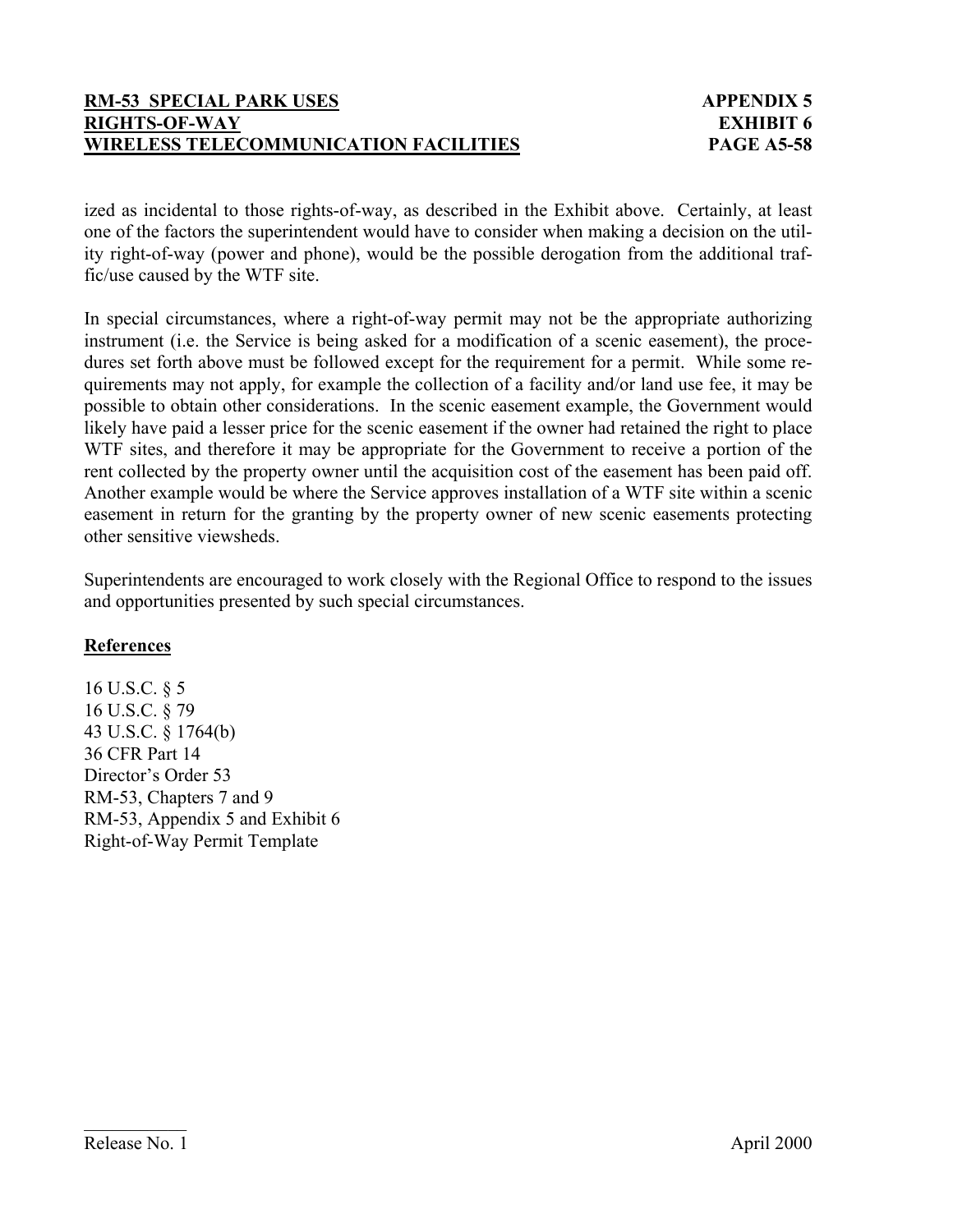ized as incidental to those rights-of-way, as described in the Exhibit above. Certainly, at least one of the factors the superintendent would have to consider when making a decision on the utility right-of-way (power and phone), would be the possible derogation from the additional traffic/use caused by the WTF site.

In special circumstances, where a right-of-way permit may not be the appropriate authorizing instrument (i.e. the Service is being asked for a modification of a scenic easement), the procedures set forth above must be followed except for the requirement for a permit. While some requirements may not apply, for example the collection of a facility and/or land use fee, it may be possible to obtain other considerations. In the scenic easement example, the Government would likely have paid a lesser price for the scenic easement if the owner had retained the right to place WTF sites, and therefore it may be appropriate for the Government to receive a portion of the rent collected by the property owner until the acquisition cost of the easement has been paid off. Another example would be where the Service approves installation of a WTF site within a scenic easement in return for the granting by the property owner of new scenic easements protecting other sensitive viewsheds.

Superintendents are encouraged to work closely with the Regional Office to respond to the issues and opportunities presented by such special circumstances.

**References**

16 U.S.C. § 5
16 U.S.C. § 79
43 U.S.C. § 1764(b)
36 CFR Part 14
Director's Order 53
RM-53, Chapters 7 and 9
RM-53, Appendix 5 and Exhibit 6
Right-of-Way Permit Template